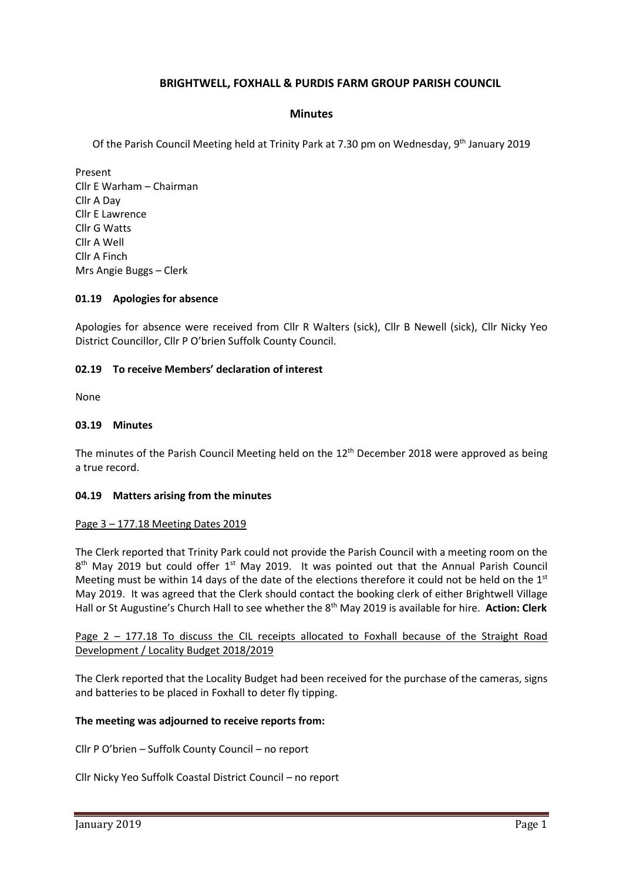# BRIGHTWELL, FOXHALL & PURDIS FARM GROUP PARISH COUNCIL

## Minutes

Of the Parish Council Meeting held at Trinity Park at 7.30 pm on Wednesday, 9th January 2019

Present
Cllr E Warham – Chairman
Cllr A Day
Cllr E Lawrence
Cllr G Watts
Cllr A Well
Cllr A Finch
Mrs Angie Buggs – Clerk

### 01.19 Apologies for absence

Apologies for absence were received from Cllr R Walters (sick), Cllr B Newell (sick), Cllr Nicky Yeo District Councillor, Cllr P O'brien Suffolk County Council.

### 02.19 To receive Members' declaration of interest

None

### 03.19 Minutes

The minutes of the Parish Council Meeting held on the 12th December 2018 were approved as being a true record.

### 04.19 Matters arising from the minutes

Page 3 – 177.18 Meeting Dates 2019

The Clerk reported that Trinity Park could not provide the Parish Council with a meeting room on the 8th May 2019 but could offer 1st May 2019. It was pointed out that the Annual Parish Council Meeting must be within 14 days of the date of the elections therefore it could not be held on the 1st May 2019. It was agreed that the Clerk should contact the booking clerk of either Brightwell Village Hall or St Augustine's Church Hall to see whether the 8th May 2019 is available for hire. **Action: Clerk**

Page 2 – 177.18 To discuss the CIL receipts allocated to Foxhall because of the Straight Road Development / Locality Budget 2018/2019

The Clerk reported that the Locality Budget had been received for the purchase of the cameras, signs and batteries to be placed in Foxhall to deter fly tipping.

**The meeting was adjourned to receive reports from:**

Cllr P O'brien – Suffolk County Council – no report

Cllr Nicky Yeo Suffolk Coastal District Council – no report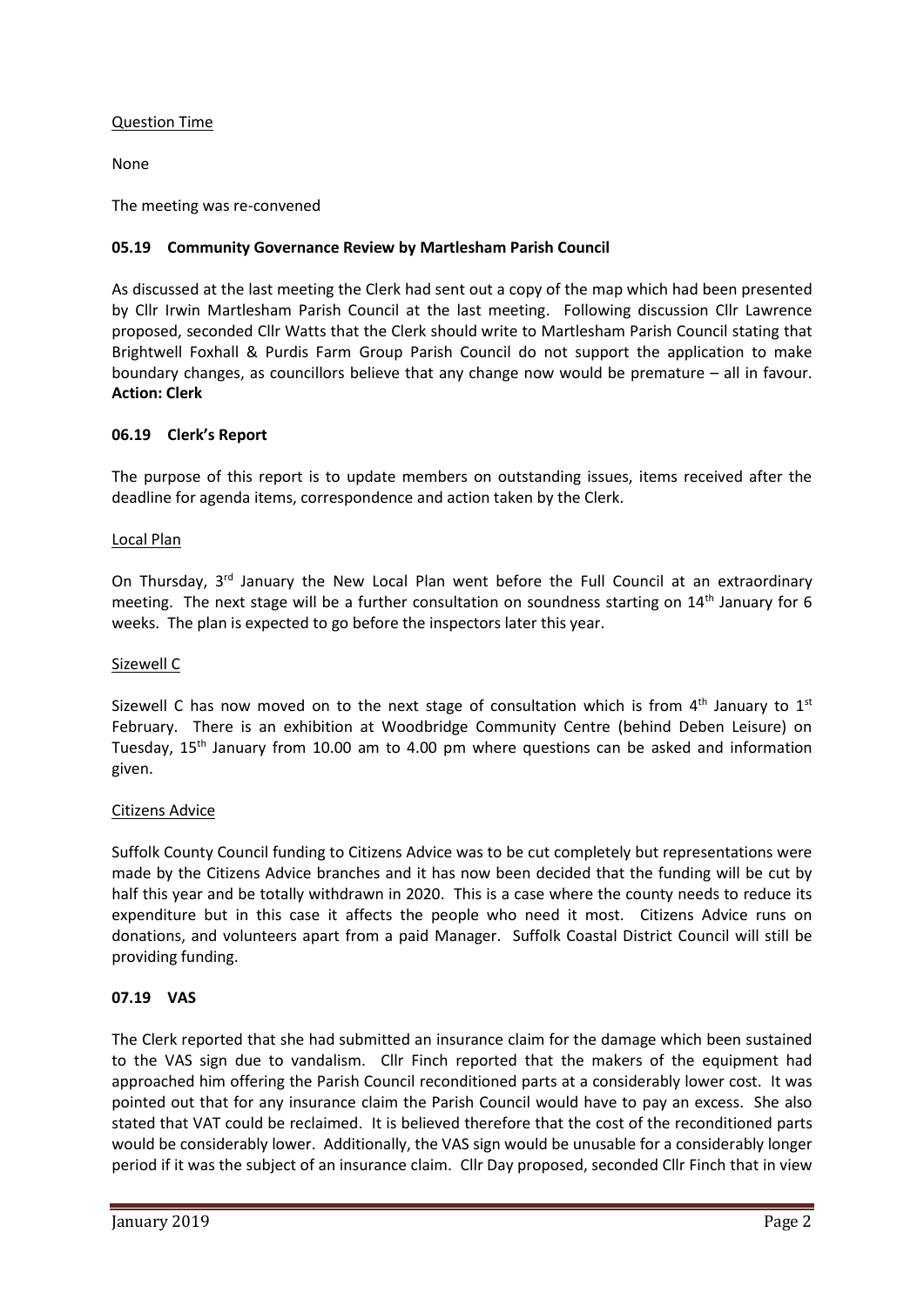Question Time

None

The meeting was re-convened

## 05.19 Community Governance Review by Martlesham Parish Council

As discussed at the last meeting the Clerk had sent out a copy of the map which had been presented by Cllr Irwin Martlesham Parish Council at the last meeting. Following discussion Cllr Lawrence proposed, seconded Cllr Watts that the Clerk should write to Martlesham Parish Council stating that Brightwell Foxhall & Purdis Farm Group Parish Council do not support the application to make boundary changes, as councillors believe that any change now would be premature – all in favour. **Action: Clerk**

## 06.19 Clerk's Report

The purpose of this report is to update members on outstanding issues, items received after the deadline for agenda items, correspondence and action taken by the Clerk.

Local Plan

On Thursday, 3rd January the New Local Plan went before the Full Council at an extraordinary meeting. The next stage will be a further consultation on soundness starting on 14th January for 6 weeks. The plan is expected to go before the inspectors later this year.

Sizewell C

Sizewell C has now moved on to the next stage of consultation which is from 4th January to 1st February. There is an exhibition at Woodbridge Community Centre (behind Deben Leisure) on Tuesday, 15th January from 10.00 am to 4.00 pm where questions can be asked and information given.

Citizens Advice

Suffolk County Council funding to Citizens Advice was to be cut completely but representations were made by the Citizens Advice branches and it has now been decided that the funding will be cut by half this year and be totally withdrawn in 2020. This is a case where the county needs to reduce its expenditure but in this case it affects the people who need it most. Citizens Advice runs on donations, and volunteers apart from a paid Manager. Suffolk Coastal District Council will still be providing funding.

## 07.19 VAS

The Clerk reported that she had submitted an insurance claim for the damage which been sustained to the VAS sign due to vandalism. Cllr Finch reported that the makers of the equipment had approached him offering the Parish Council reconditioned parts at a considerably lower cost. It was pointed out that for any insurance claim the Parish Council would have to pay an excess. She also stated that VAT could be reclaimed. It is believed therefore that the cost of the reconditioned parts would be considerably lower. Additionally, the VAS sign would be unusable for a considerably longer period if it was the subject of an insurance claim. Cllr Day proposed, seconded Cllr Finch that in view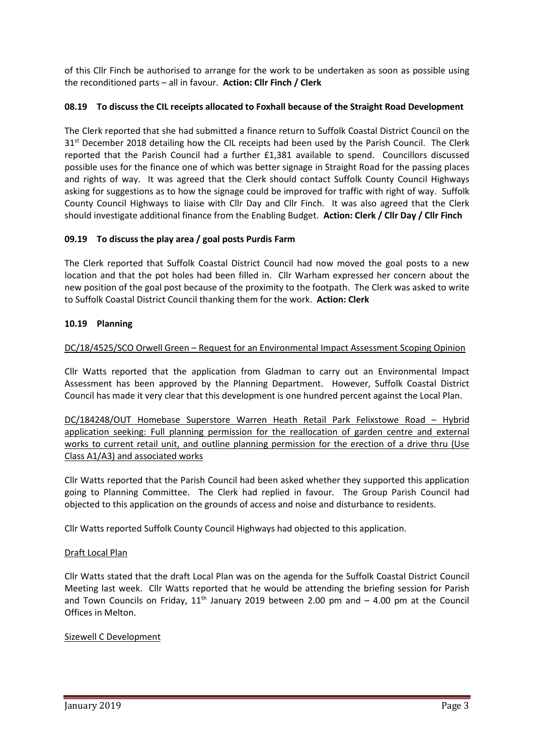of this Cllr Finch be authorised to arrange for the work to be undertaken as soon as possible using the reconditioned parts – all in favour. **Action: Cllr Finch / Clerk**

### 08.19 To discuss the CIL receipts allocated to Foxhall because of the Straight Road Development

The Clerk reported that she had submitted a finance return to Suffolk Coastal District Council on the 31st December 2018 detailing how the CIL receipts had been used by the Parish Council. The Clerk reported that the Parish Council had a further £1,381 available to spend. Councillors discussed possible uses for the finance one of which was better signage in Straight Road for the passing places and rights of way. It was agreed that the Clerk should contact Suffolk County Council Highways asking for suggestions as to how the signage could be improved for traffic with right of way. Suffolk County Council Highways to liaise with Cllr Day and Cllr Finch. It was also agreed that the Clerk should investigate additional finance from the Enabling Budget. **Action: Clerk / Cllr Day / Cllr Finch**

### 09.19 To discuss the play area / goal posts Purdis Farm

The Clerk reported that Suffolk Coastal District Council had now moved the goal posts to a new location and that the pot holes had been filled in. Cllr Warham expressed her concern about the new position of the goal post because of the proximity to the footpath. The Clerk was asked to write to Suffolk Coastal District Council thanking them for the work. **Action: Clerk**

### 10.19 Planning

DC/18/4525/SCO Orwell Green – Request for an Environmental Impact Assessment Scoping Opinion

Cllr Watts reported that the application from Gladman to carry out an Environmental Impact Assessment has been approved by the Planning Department. However, Suffolk Coastal District Council has made it very clear that this development is one hundred percent against the Local Plan.

DC/184248/OUT Homebase Superstore Warren Heath Retail Park Felixstowe Road – Hybrid application seeking: Full planning permission for the reallocation of garden centre and external works to current retail unit, and outline planning permission for the erection of a drive thru (Use Class A1/A3) and associated works

Cllr Watts reported that the Parish Council had been asked whether they supported this application going to Planning Committee. The Clerk had replied in favour. The Group Parish Council had objected to this application on the grounds of access and noise and disturbance to residents.

Cllr Watts reported Suffolk County Council Highways had objected to this application.

Draft Local Plan

Cllr Watts stated that the draft Local Plan was on the agenda for the Suffolk Coastal District Council Meeting last week. Cllr Watts reported that he would be attending the briefing session for Parish and Town Councils on Friday, 11th January 2019 between 2.00 pm and – 4.00 pm at the Council Offices in Melton.

Sizewell C Development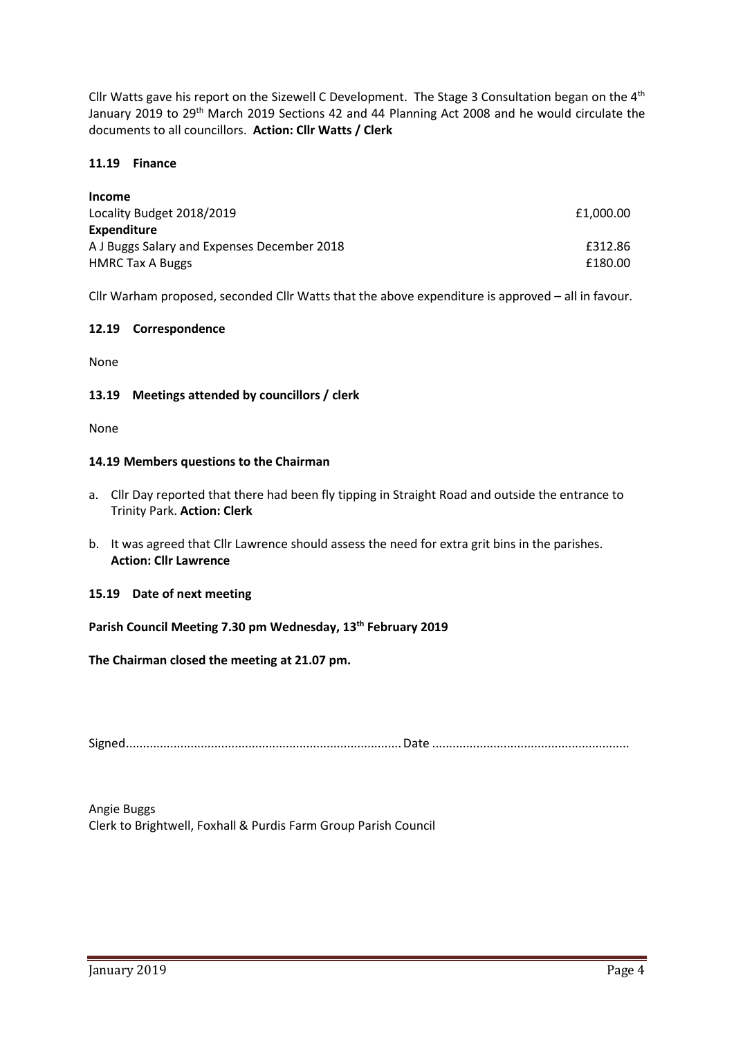Cllr Watts gave his report on the Sizewell C Development. The Stage 3 Consultation began on the 4th January 2019 to 29th March 2019 Sections 42 and 44 Planning Act 2008 and he would circulate the documents to all councillors. **Action: Cllr Watts / Clerk**

### 11.19 Finance

| | |
|---|---|
| **Income** | |
| Locality Budget 2018/2019 | £1,000.00 |
| **Expenditure** | |
| A J Buggs Salary and Expenses December 2018 | £312.86 |
| HMRC Tax A Buggs | £180.00 |

Cllr Warham proposed, seconded Cllr Watts that the above expenditure is approved – all in favour.

### 12.19 Correspondence

None

### 13.19 Meetings attended by councillors / clerk

None

### 14.19 Members questions to the Chairman

a. Cllr Day reported that there had been fly tipping in Straight Road and outside the entrance to Trinity Park. **Action: Clerk**

b. It was agreed that Cllr Lawrence should assess the need for extra grit bins in the parishes. **Action: Cllr Lawrence**

### 15.19 Date of next meeting

**Parish Council Meeting 7.30 pm Wednesday, 13th February 2019**

**The Chairman closed the meeting at 21.07 pm.**

Signed................................................................................ Date .........................................................

Angie Buggs
Clerk to Brightwell, Foxhall & Purdis Farm Group Parish Council